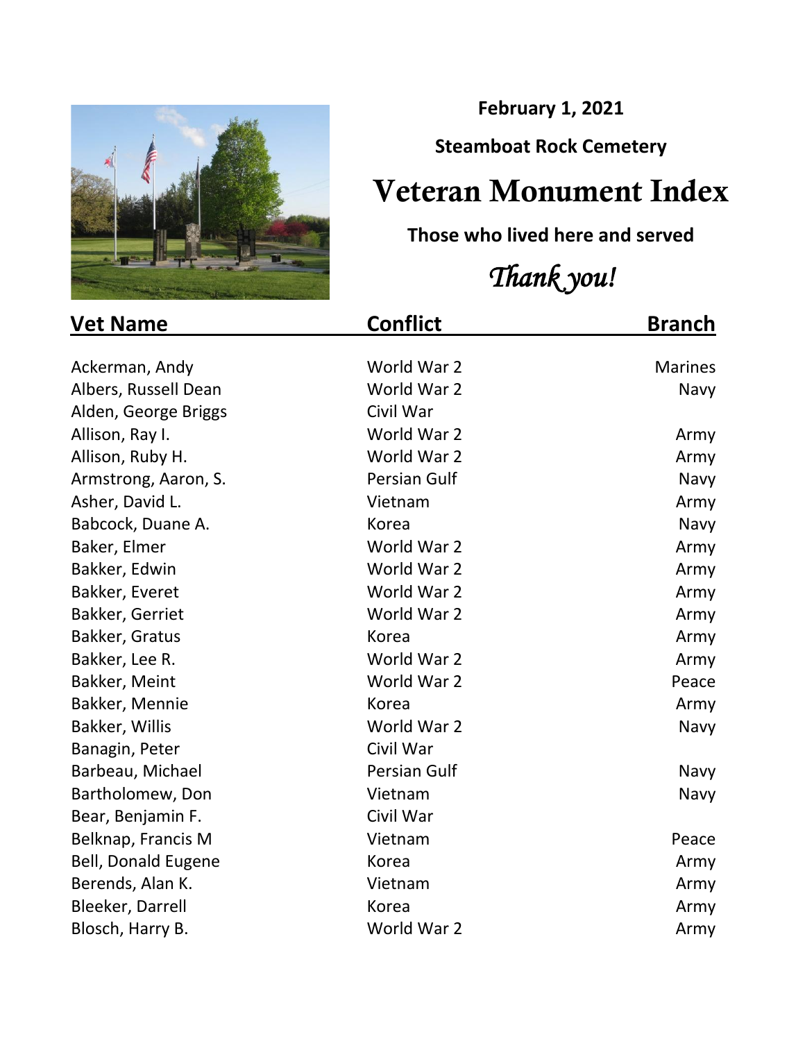**February 1, 2021**

**Steamboat Rock Cemetery**

# Veteran Monument Index

**Those who lived here and served**

*Thank you!*

| Vet Name | Conflict | Branch |
|---|---|---|
| Ackerman, Andy | World War 2 | Marines |
| Albers, Russell Dean | World War 2 | Navy |
| Alden, George Briggs | Civil War | |
| Allison, Ray I. | World War 2 | Army |
| Allison, Ruby H. | World War 2 | Army |
| Armstrong, Aaron, S. | Persian Gulf | Navy |
| Asher, David L. | Vietnam | Army |
| Babcock, Duane A. | Korea | Navy |
| Baker, Elmer | World War 2 | Army |
| Bakker, Edwin | World War 2 | Army |
| Bakker, Everet | World War 2 | Army |
| Bakker, Gerriet | World War 2 | Army |
| Bakker, Gratus | Korea | Army |
| Bakker, Lee R. | World War 2 | Army |
| Bakker, Meint | World War 2 | Peace |
| Bakker, Mennie | Korea | Army |
| Bakker, Willis | World War 2 | Navy |
| Banagin, Peter | Civil War | |
| Barbeau, Michael | Persian Gulf | Navy |
| Bartholomew, Don | Vietnam | Navy |
| Bear, Benjamin F. | Civil War | |
| Belknap, Francis M | Vietnam | Peace |
| Bell, Donald Eugene | Korea | Army |
| Berends, Alan K. | Vietnam | Army |
| Bleeker, Darrell | Korea | Army |
| Blosch, Harry B. | World War 2 | Army |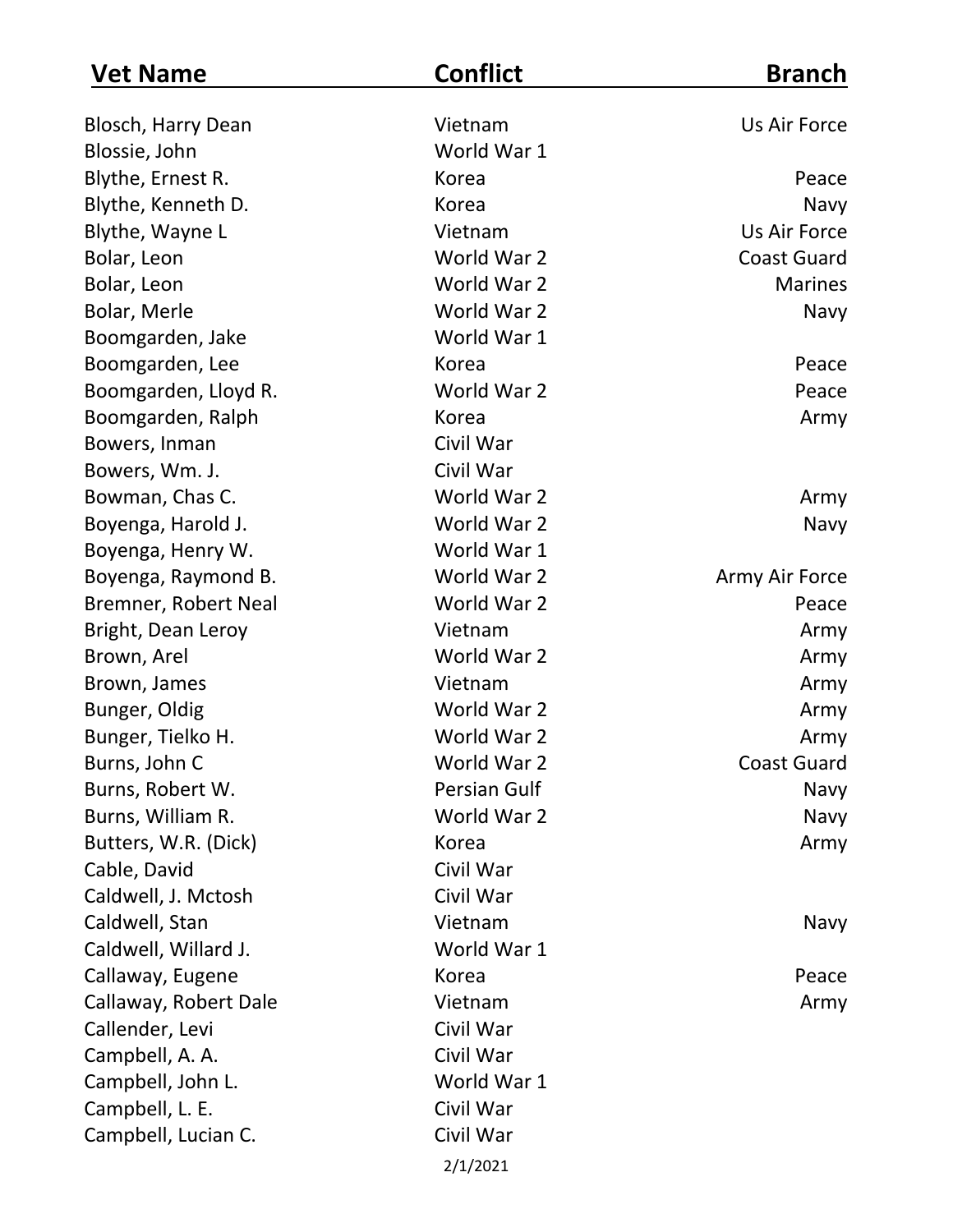| Vet Name | Conflict | Branch |
|---|---|---|
| Blosch, Harry Dean | Vietnam | Us Air Force |
| Blossie, John | World War 1 | |
| Blythe, Ernest R. | Korea | Peace |
| Blythe, Kenneth D. | Korea | Navy |
| Blythe, Wayne L | Vietnam | Us Air Force |
| Bolar, Leon | World War 2 | Coast Guard |
| Bolar, Leon | World War 2 | Marines |
| Bolar, Merle | World War 2 | Navy |
| Boomgarden, Jake | World War 1 | |
| Boomgarden, Lee | Korea | Peace |
| Boomgarden, Lloyd R. | World War 2 | Peace |
| Boomgarden, Ralph | Korea | Army |
| Bowers, Inman | Civil War | |
| Bowers, Wm. J. | Civil War | |
| Bowman, Chas C. | World War 2 | Army |
| Boyenga, Harold J. | World War 2 | Navy |
| Boyenga, Henry W. | World War 1 | |
| Boyenga, Raymond B. | World War 2 | Army Air Force |
| Bremner, Robert Neal | World War 2 | Peace |
| Bright, Dean Leroy | Vietnam | Army |
| Brown, Arel | World War 2 | Army |
| Brown, James | Vietnam | Army |
| Bunger, Oldig | World War 2 | Army |
| Bunger, Tielko H. | World War 2 | Army |
| Burns, John C | World War 2 | Coast Guard |
| Burns, Robert W. | Persian Gulf | Navy |
| Burns, William R. | World War 2 | Navy |
| Butters, W.R. (Dick) | Korea | Army |
| Cable, David | Civil War | |
| Caldwell, J. Mctosh | Civil War | |
| Caldwell, Stan | Vietnam | Navy |
| Caldwell, Willard J. | World War 1 | |
| Callaway, Eugene | Korea | Peace |
| Callaway, Robert Dale | Vietnam | Army |
| Callender, Levi | Civil War | |
| Campbell, A. A. | Civil War | |
| Campbell, John L. | World War 1 | |
| Campbell, L. E. | Civil War | |
| Campbell, Lucian C. | Civil War | |

2/1/2021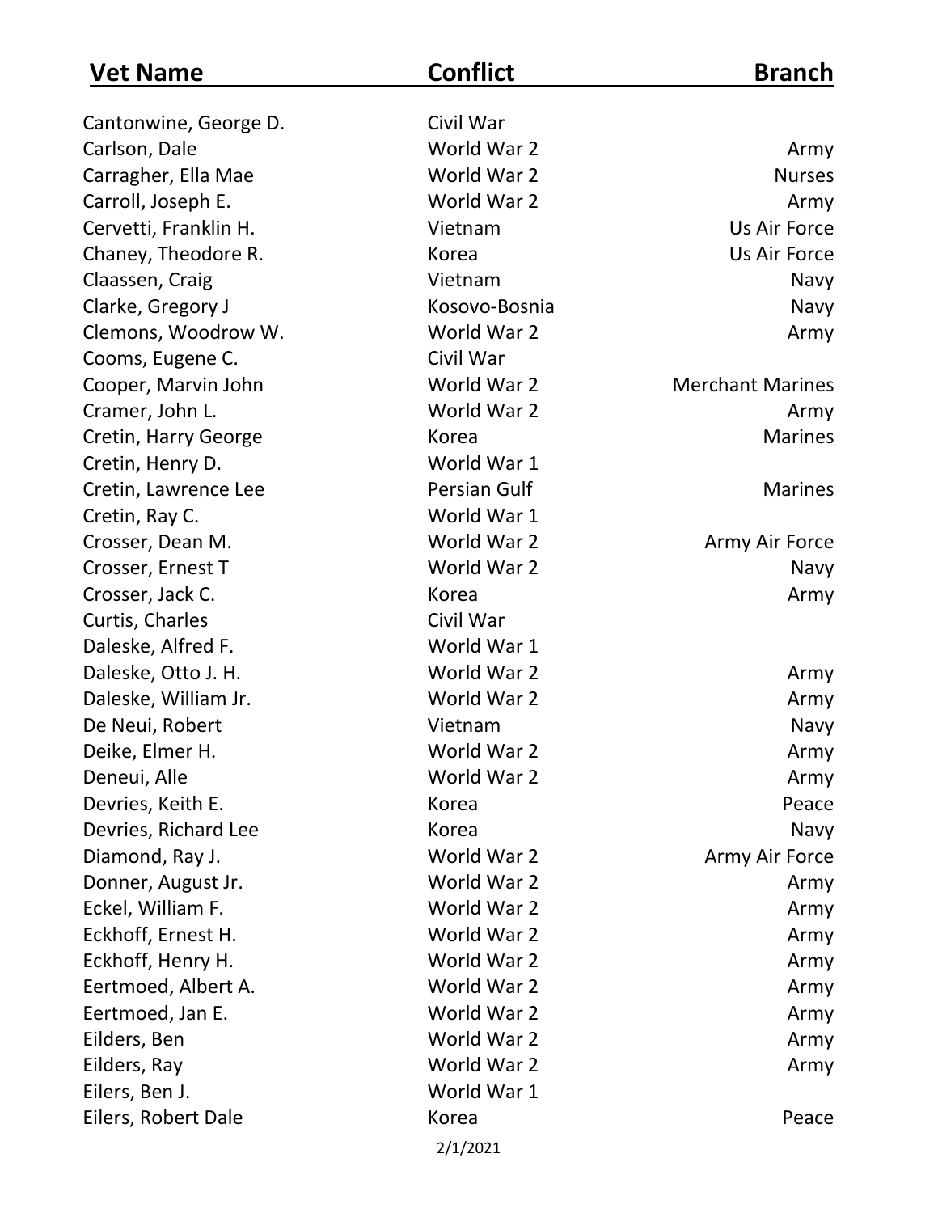| Vet Name | Conflict | Branch |
| --- | --- | --- |
| Cantonwine, George D. | Civil War | |
| Carlson, Dale | World War 2 | Army |
| Carragher, Ella Mae | World War 2 | Nurses |
| Carroll, Joseph E. | World War 2 | Army |
| Cervetti, Franklin H. | Vietnam | Us Air Force |
| Chaney, Theodore R. | Korea | Us Air Force |
| Claassen, Craig | Vietnam | Navy |
| Clarke, Gregory J | Kosovo-Bosnia | Navy |
| Clemons, Woodrow W. | World War 2 | Army |
| Cooms, Eugene C. | Civil War | |
| Cooper, Marvin John | World War 2 | Merchant Marines |
| Cramer, John L. | World War 2 | Army |
| Cretin, Harry George | Korea | Marines |
| Cretin, Henry D. | World War 1 | |
| Cretin, Lawrence Lee | Persian Gulf | Marines |
| Cretin, Ray C. | World War 1 | |
| Crosser, Dean M. | World War 2 | Army Air Force |
| Crosser, Ernest T | World War 2 | Navy |
| Crosser, Jack C. | Korea | Army |
| Curtis, Charles | Civil War | |
| Daleske, Alfred F. | World War 1 | |
| Daleske, Otto J. H. | World War 2 | Army |
| Daleske, William Jr. | World War 2 | Army |
| De Neui, Robert | Vietnam | Navy |
| Deike, Elmer H. | World War 2 | Army |
| Deneui, Alle | World War 2 | Army |
| Devries, Keith E. | Korea | Peace |
| Devries, Richard Lee | Korea | Navy |
| Diamond, Ray J. | World War 2 | Army Air Force |
| Donner, August Jr. | World War 2 | Army |
| Eckel, William F. | World War 2 | Army |
| Eckhoff, Ernest H. | World War 2 | Army |
| Eckhoff, Henry H. | World War 2 | Army |
| Eertmoed, Albert A. | World War 2 | Army |
| Eertmoed, Jan E. | World War 2 | Army |
| Eilders, Ben | World War 2 | Army |
| Eilders, Ray | World War 2 | Army |
| Eilers, Ben J. | World War 1 | |
| Eilers, Robert Dale | Korea | Peace |

2/1/2021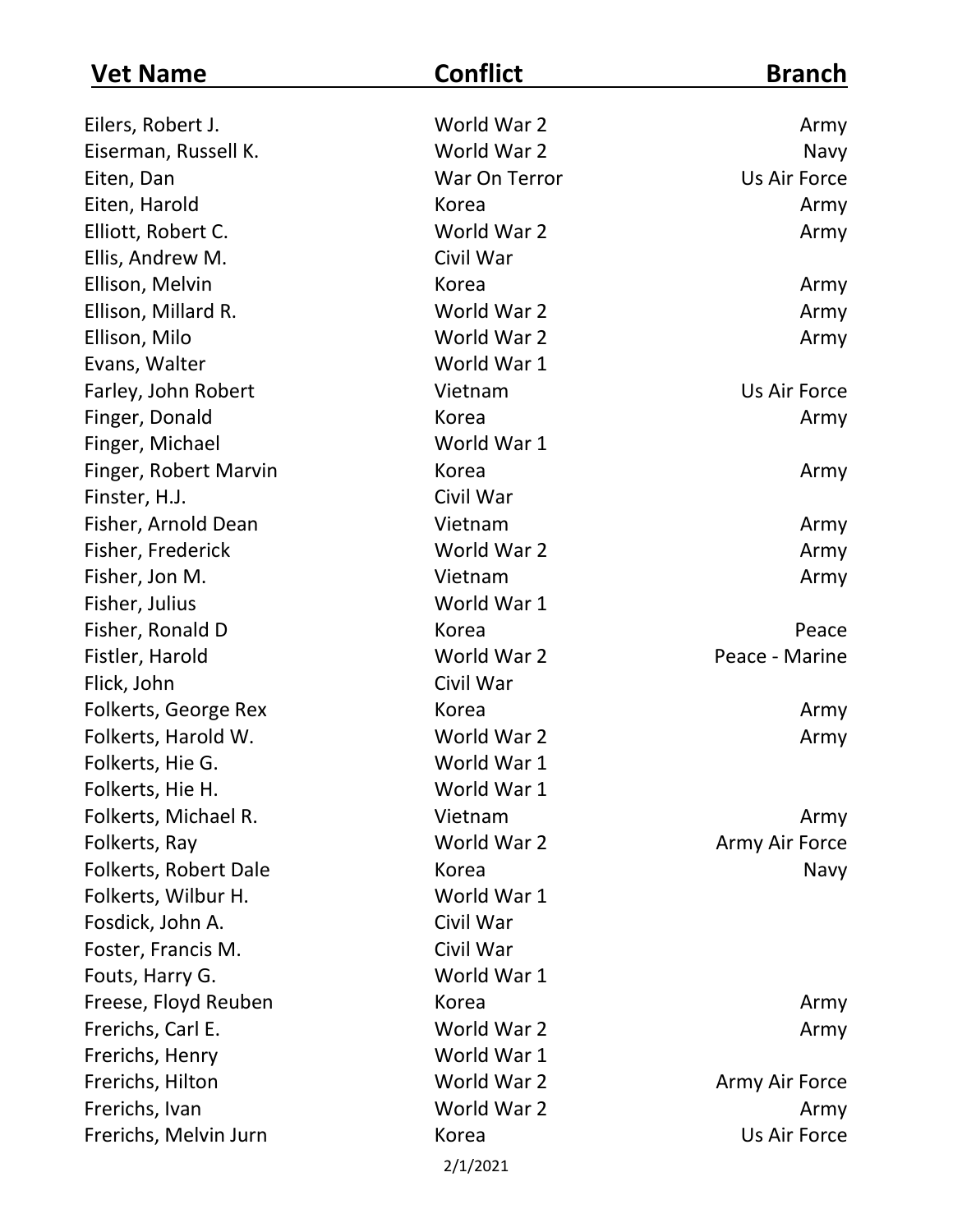| Vet Name | Conflict | Branch |
|---|---|---|
| Eilers, Robert J. | World War 2 | Army |
| Eiserman, Russell K. | World War 2 | Navy |
| Eiten, Dan | War On Terror | Us Air Force |
| Eiten, Harold | Korea | Army |
| Elliott, Robert C. | World War 2 | Army |
| Ellis, Andrew M. | Civil War | |
| Ellison, Melvin | Korea | Army |
| Ellison, Millard R. | World War 2 | Army |
| Ellison, Milo | World War 2 | Army |
| Evans, Walter | World War 1 | |
| Farley, John Robert | Vietnam | Us Air Force |
| Finger, Donald | Korea | Army |
| Finger, Michael | World War 1 | |
| Finger, Robert Marvin | Korea | Army |
| Finster, H.J. | Civil War | |
| Fisher, Arnold Dean | Vietnam | Army |
| Fisher, Frederick | World War 2 | Army |
| Fisher, Jon M. | Vietnam | Army |
| Fisher, Julius | World War 1 | |
| Fisher, Ronald D | Korea | Peace |
| Fistler, Harold | World War 2 | Peace - Marine |
| Flick, John | Civil War | |
| Folkerts, George Rex | Korea | Army |
| Folkerts, Harold W. | World War 2 | Army |
| Folkerts, Hie G. | World War 1 | |
| Folkerts, Hie H. | World War 1 | |
| Folkerts, Michael R. | Vietnam | Army |
| Folkerts, Ray | World War 2 | Army Air Force |
| Folkerts, Robert Dale | Korea | Navy |
| Folkerts, Wilbur H. | World War 1 | |
| Fosdick, John A. | Civil War | |
| Foster, Francis M. | Civil War | |
| Fouts, Harry G. | World War 1 | |
| Freese, Floyd Reuben | Korea | Army |
| Frerichs, Carl E. | World War 2 | Army |
| Frerichs, Henry | World War 1 | |
| Frerichs, Hilton | World War 2 | Army Air Force |
| Frerichs, Ivan | World War 2 | Army |
| Frerichs, Melvin Jurn | Korea | Us Air Force |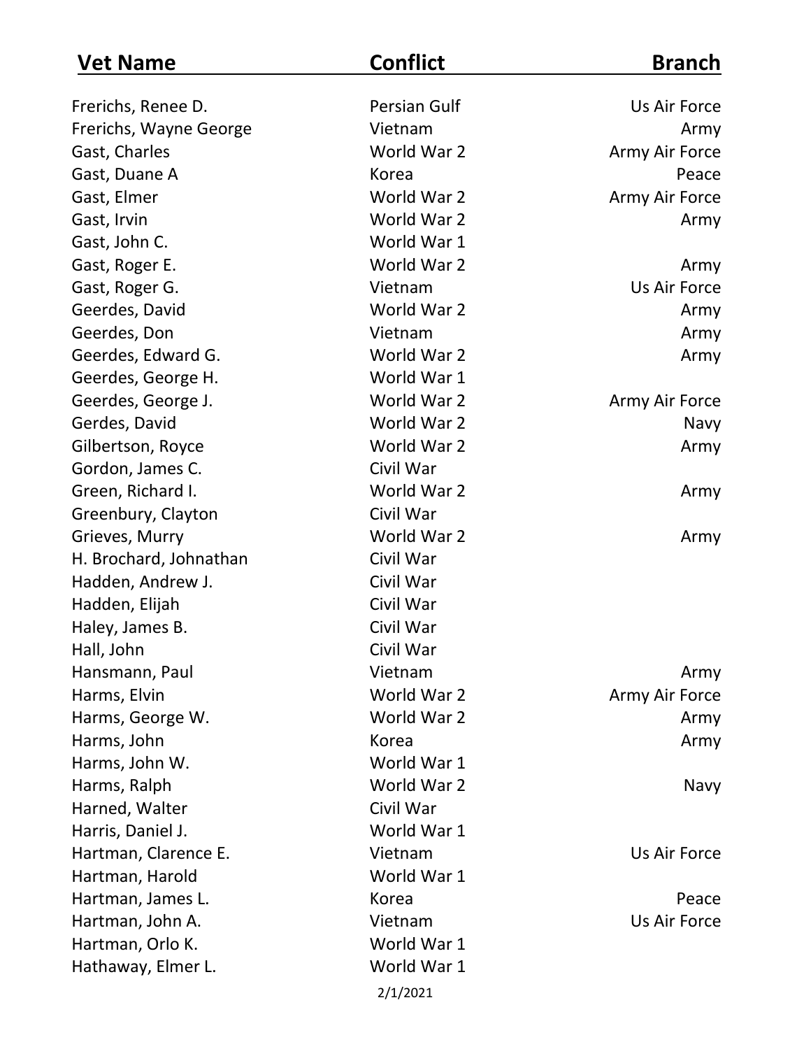| Vet Name | Conflict | Branch |
| --- | --- | --- |
| Frerichs, Renee D. | Persian Gulf | Us Air Force |
| Frerichs, Wayne George | Vietnam | Army |
| Gast, Charles | World War 2 | Army Air Force |
| Gast, Duane A | Korea | Peace |
| Gast, Elmer | World War 2 | Army Air Force |
| Gast, Irvin | World War 2 | Army |
| Gast, John C. | World War 1 | |
| Gast, Roger E. | World War 2 | Army |
| Gast, Roger G. | Vietnam | Us Air Force |
| Geerdes, David | World War 2 | Army |
| Geerdes, Don | Vietnam | Army |
| Geerdes, Edward G. | World War 2 | Army |
| Geerdes, George H. | World War 1 | |
| Geerdes, George J. | World War 2 | Army Air Force |
| Gerdes, David | World War 2 | Navy |
| Gilbertson, Royce | World War 2 | Army |
| Gordon, James C. | Civil War | |
| Green, Richard I. | World War 2 | Army |
| Greenbury, Clayton | Civil War | |
| Grieves, Murry | World War 2 | Army |
| H. Brochard, Johnathan | Civil War | |
| Hadden, Andrew J. | Civil War | |
| Hadden, Elijah | Civil War | |
| Haley, James B. | Civil War | |
| Hall, John | Civil War | |
| Hansmann, Paul | Vietnam | Army |
| Harms, Elvin | World War 2 | Army Air Force |
| Harms, George W. | World War 2 | Army |
| Harms, John | Korea | Army |
| Harms, John W. | World War 1 | |
| Harms, Ralph | World War 2 | Navy |
| Harned, Walter | Civil War | |
| Harris, Daniel J. | World War 1 | |
| Hartman, Clarence E. | Vietnam | Us Air Force |
| Hartman, Harold | World War 1 | |
| Hartman, James L. | Korea | Peace |
| Hartman, John A. | Vietnam | Us Air Force |
| Hartman, Orlo K. | World War 1 | |
| Hathaway, Elmer L. | World War 1 | |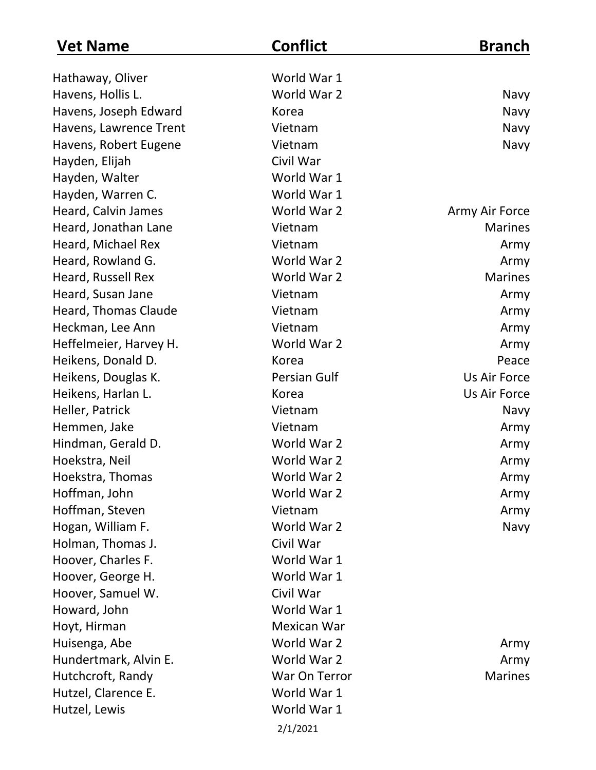| Vet Name | Conflict | Branch |
|---|---|---|
| Hathaway, Oliver | World War 1 | |
| Havens, Hollis L. | World War 2 | Navy |
| Havens, Joseph Edward | Korea | Navy |
| Havens, Lawrence Trent | Vietnam | Navy |
| Havens, Robert Eugene | Vietnam | Navy |
| Hayden, Elijah | Civil War | |
| Hayden, Walter | World War 1 | |
| Hayden, Warren C. | World War 1 | |
| Heard, Calvin James | World War 2 | Army Air Force |
| Heard, Jonathan Lane | Vietnam | Marines |
| Heard, Michael Rex | Vietnam | Army |
| Heard, Rowland G. | World War 2 | Army |
| Heard, Russell Rex | World War 2 | Marines |
| Heard, Susan Jane | Vietnam | Army |
| Heard, Thomas Claude | Vietnam | Army |
| Heckman, Lee Ann | Vietnam | Army |
| Heffelmeier, Harvey H. | World War 2 | Army |
| Heikens, Donald D. | Korea | Peace |
| Heikens, Douglas K. | Persian Gulf | Us Air Force |
| Heikens, Harlan L. | Korea | Us Air Force |
| Heller, Patrick | Vietnam | Navy |
| Hemmen, Jake | Vietnam | Army |
| Hindman, Gerald D. | World War 2 | Army |
| Hoekstra, Neil | World War 2 | Army |
| Hoekstra, Thomas | World War 2 | Army |
| Hoffman, John | World War 2 | Army |
| Hoffman, Steven | Vietnam | Army |
| Hogan, William F. | World War 2 | Navy |
| Holman, Thomas J. | Civil War | |
| Hoover, Charles F. | World War 1 | |
| Hoover, George H. | World War 1 | |
| Hoover, Samuel W. | Civil War | |
| Howard, John | World War 1 | |
| Hoyt, Hirman | Mexican War | |
| Huisenga, Abe | World War 2 | Army |
| Hundertmark, Alvin E. | World War 2 | Army |
| Hutchcroft, Randy | War On Terror | Marines |
| Hutzel, Clarence E. | World War 1 | |
| Hutzel, Lewis | World War 1 | |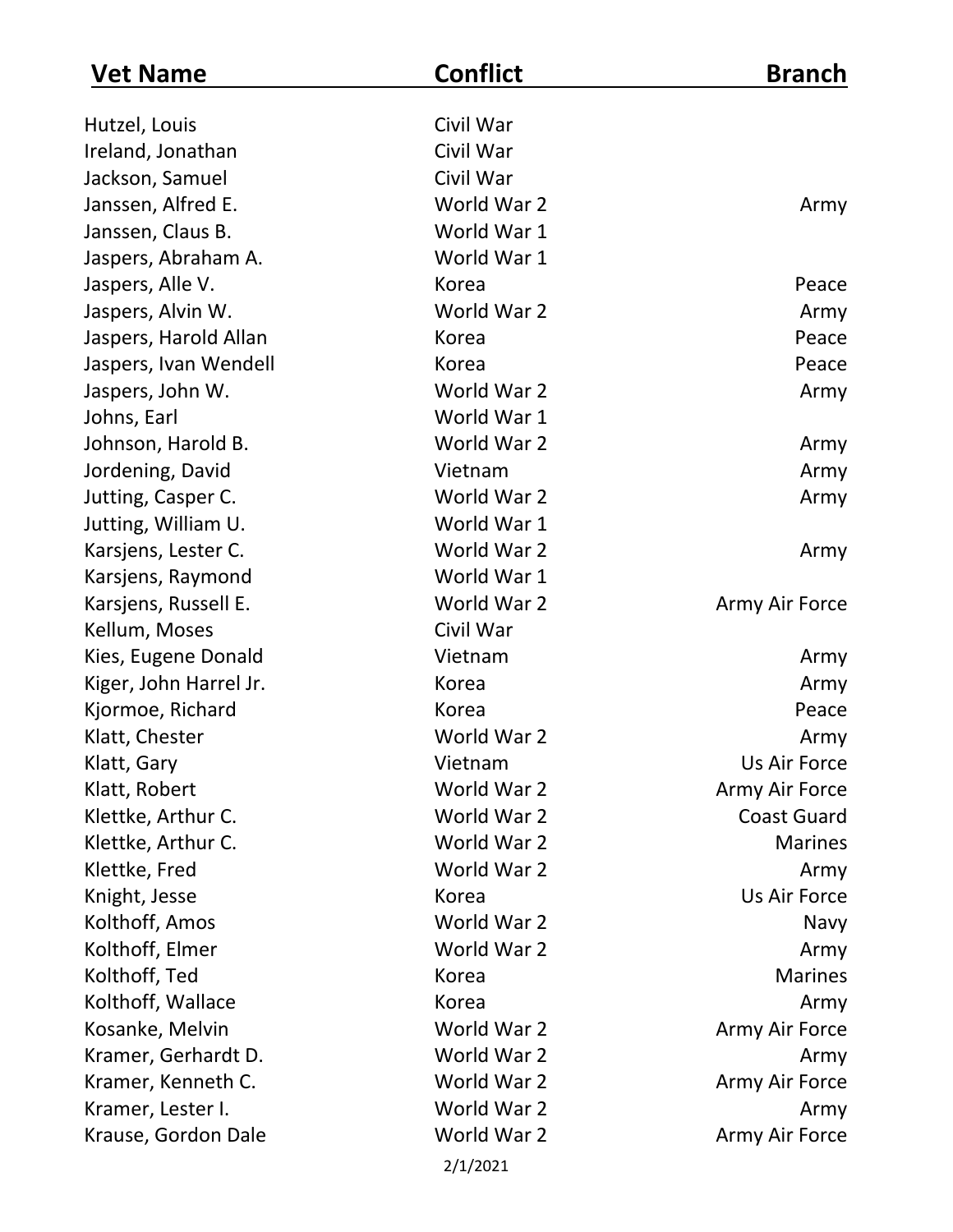| Vet Name | Conflict | Branch |
|---|---|---|
| Hutzel, Louis | Civil War | |
| Ireland, Jonathan | Civil War | |
| Jackson, Samuel | Civil War | |
| Janssen, Alfred E. | World War 2 | Army |
| Janssen, Claus B. | World War 1 | |
| Jaspers, Abraham A. | World War 1 | |
| Jaspers, Alle V. | Korea | Peace |
| Jaspers, Alvin W. | World War 2 | Army |
| Jaspers, Harold Allan | Korea | Peace |
| Jaspers, Ivan Wendell | Korea | Peace |
| Jaspers, John W. | World War 2 | Army |
| Johns, Earl | World War 1 | |
| Johnson, Harold B. | World War 2 | Army |
| Jordening, David | Vietnam | Army |
| Jutting, Casper C. | World War 2 | Army |
| Jutting, William U. | World War 1 | |
| Karsjens, Lester C. | World War 2 | Army |
| Karsjens, Raymond | World War 1 | |
| Karsjens, Russell E. | World War 2 | Army Air Force |
| Kellum, Moses | Civil War | |
| Kies, Eugene Donald | Vietnam | Army |
| Kiger, John Harrel Jr. | Korea | Army |
| Kjormoe, Richard | Korea | Peace |
| Klatt, Chester | World War 2 | Army |
| Klatt, Gary | Vietnam | Us Air Force |
| Klatt, Robert | World War 2 | Army Air Force |
| Klettke, Arthur C. | World War 2 | Coast Guard |
| Klettke, Arthur C. | World War 2 | Marines |
| Klettke, Fred | World War 2 | Army |
| Knight, Jesse | Korea | Us Air Force |
| Kolthoff, Amos | World War 2 | Navy |
| Kolthoff, Elmer | World War 2 | Army |
| Kolthoff, Ted | Korea | Marines |
| Kolthoff, Wallace | Korea | Army |
| Kosanke, Melvin | World War 2 | Army Air Force |
| Kramer, Gerhardt D. | World War 2 | Army |
| Kramer, Kenneth C. | World War 2 | Army Air Force |
| Kramer, Lester I. | World War 2 | Army |
| Krause, Gordon Dale | World War 2 | Army Air Force |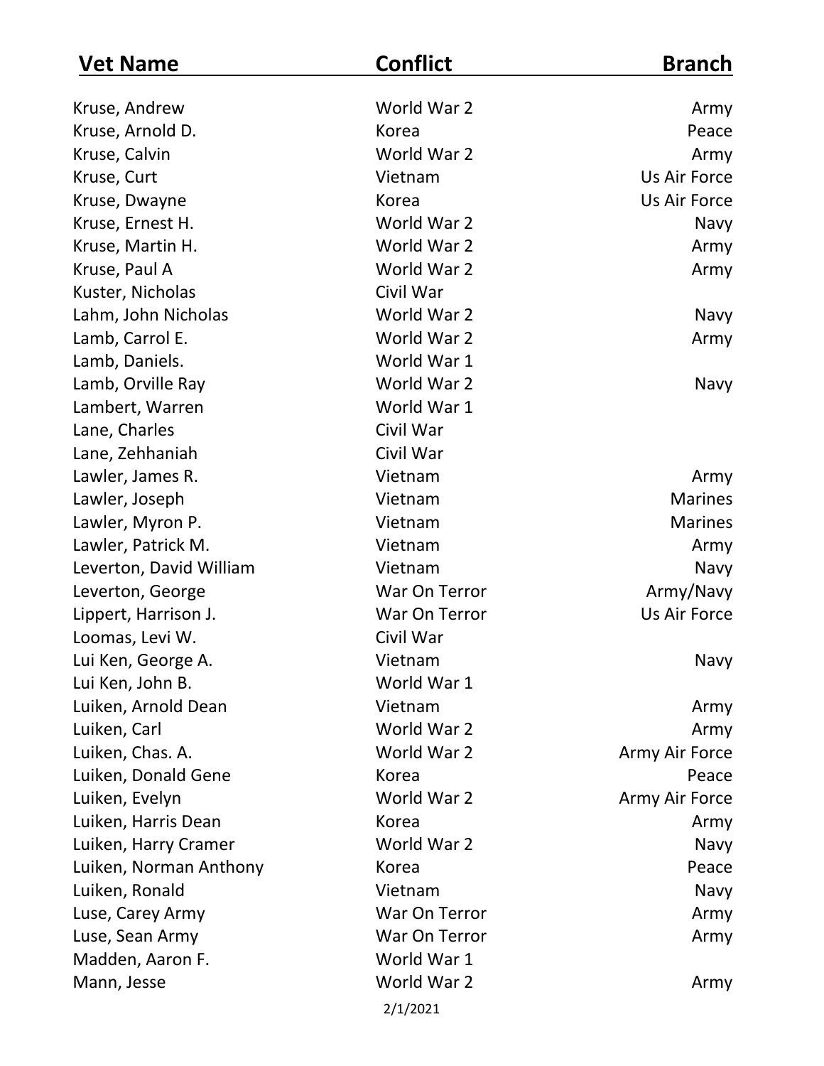| Vet Name | Conflict | Branch |
|---|---|---|
| Kruse, Andrew | World War 2 | Army |
| Kruse, Arnold D. | Korea | Peace |
| Kruse, Calvin | World War 2 | Army |
| Kruse, Curt | Vietnam | Us Air Force |
| Kruse, Dwayne | Korea | Us Air Force |
| Kruse, Ernest H. | World War 2 | Navy |
| Kruse, Martin H. | World War 2 | Army |
| Kruse, Paul A | World War 2 | Army |
| Kuster, Nicholas | Civil War | |
| Lahm, John Nicholas | World War 2 | Navy |
| Lamb, Carrol E. | World War 2 | Army |
| Lamb, Daniels. | World War 1 | |
| Lamb, Orville Ray | World War 2 | Navy |
| Lambert, Warren | World War 1 | |
| Lane, Charles | Civil War | |
| Lane, Zehhaniah | Civil War | |
| Lawler, James R. | Vietnam | Army |
| Lawler, Joseph | Vietnam | Marines |
| Lawler, Myron P. | Vietnam | Marines |
| Lawler, Patrick M. | Vietnam | Army |
| Leverton, David William | Vietnam | Navy |
| Leverton, George | War On Terror | Army/Navy |
| Lippert, Harrison J. | War On Terror | Us Air Force |
| Loomas, Levi W. | Civil War | |
| Lui Ken, George A. | Vietnam | Navy |
| Lui Ken, John B. | World War 1 | |
| Luiken, Arnold Dean | Vietnam | Army |
| Luiken, Carl | World War 2 | Army |
| Luiken, Chas. A. | World War 2 | Army Air Force |
| Luiken, Donald Gene | Korea | Peace |
| Luiken, Evelyn | World War 2 | Army Air Force |
| Luiken, Harris Dean | Korea | Army |
| Luiken, Harry Cramer | World War 2 | Navy |
| Luiken, Norman Anthony | Korea | Peace |
| Luiken, Ronald | Vietnam | Navy |
| Luse, Carey Army | War On Terror | Army |
| Luse, Sean Army | War On Terror | Army |
| Madden, Aaron F. | World War 1 | |
| Mann, Jesse | World War 2 | Army |

2/1/2021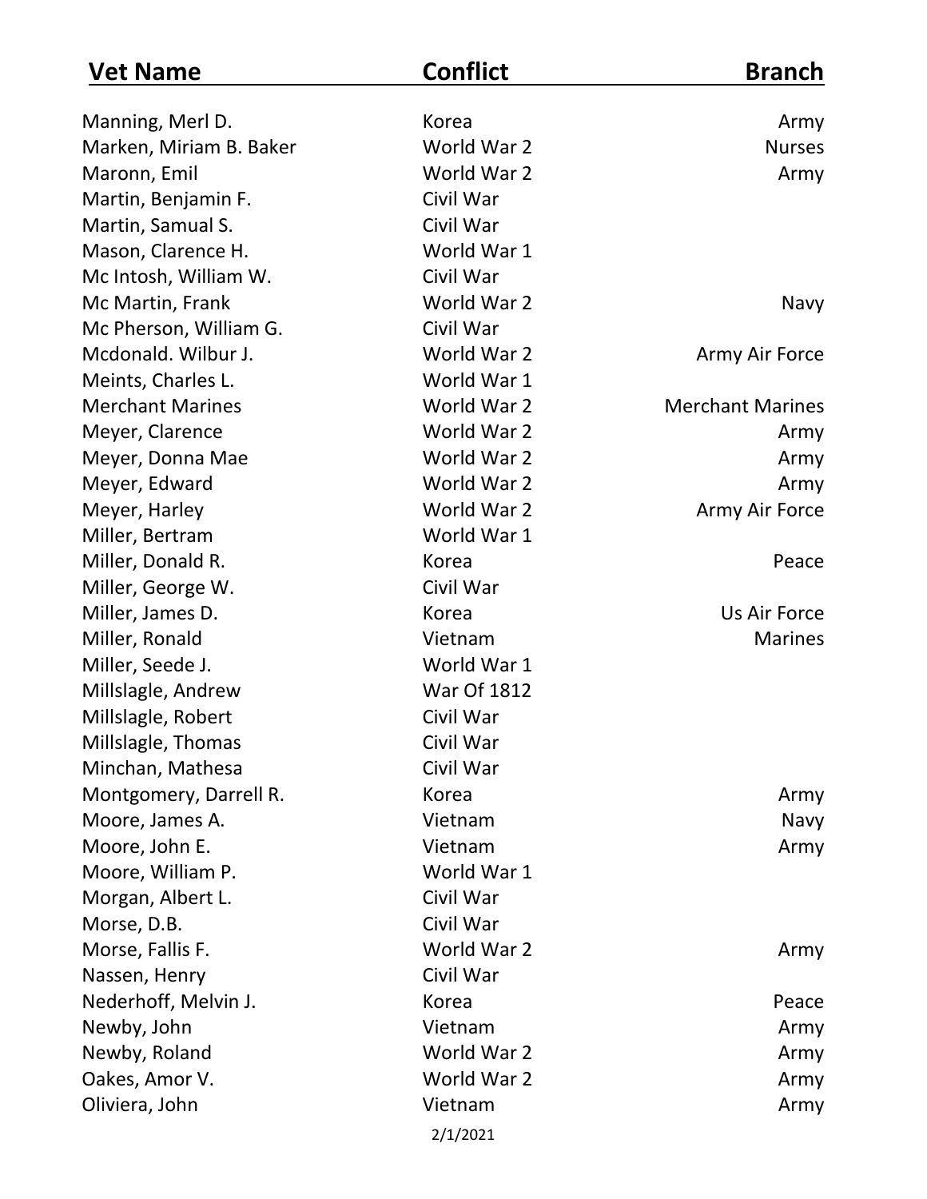| Vet Name | Conflict | Branch |
| --- | --- | --- |
| Manning, Merl D. | Korea | Army |
| Marken, Miriam B. Baker | World War 2 | Nurses |
| Maronn, Emil | World War 2 | Army |
| Martin, Benjamin F. | Civil War | |
| Martin, Samual S. | Civil War | |
| Mason, Clarence H. | World War 1 | |
| Mc Intosh, William W. | Civil War | |
| Mc Martin, Frank | World War 2 | Navy |
| Mc Pherson, William G. | Civil War | |
| Mcdonald. Wilbur J. | World War 2 | Army Air Force |
| Meints, Charles L. | World War 1 | |
| Merchant Marines | World War 2 | Merchant Marines |
| Meyer, Clarence | World War 2 | Army |
| Meyer, Donna Mae | World War 2 | Army |
| Meyer, Edward | World War 2 | Army |
| Meyer, Harley | World War 2 | Army Air Force |
| Miller, Bertram | World War 1 | |
| Miller, Donald R. | Korea | Peace |
| Miller, George W. | Civil War | |
| Miller, James D. | Korea | Us Air Force |
| Miller, Ronald | Vietnam | Marines |
| Miller, Seede J. | World War 1 | |
| Millslagle, Andrew | War Of 1812 | |
| Millslagle, Robert | Civil War | |
| Millslagle, Thomas | Civil War | |
| Minchan, Mathesa | Civil War | |
| Montgomery, Darrell R. | Korea | Army |
| Moore, James A. | Vietnam | Navy |
| Moore, John E. | Vietnam | Army |
| Moore, William P. | World War 1 | |
| Morgan, Albert L. | Civil War | |
| Morse, D.B. | Civil War | |
| Morse, Fallis F. | World War 2 | Army |
| Nassen, Henry | Civil War | |
| Nederhoff, Melvin J. | Korea | Peace |
| Newby, John | Vietnam | Army |
| Newby, Roland | World War 2 | Army |
| Oakes, Amor V. | World War 2 | Army |
| Oliviera, John | Vietnam | Army |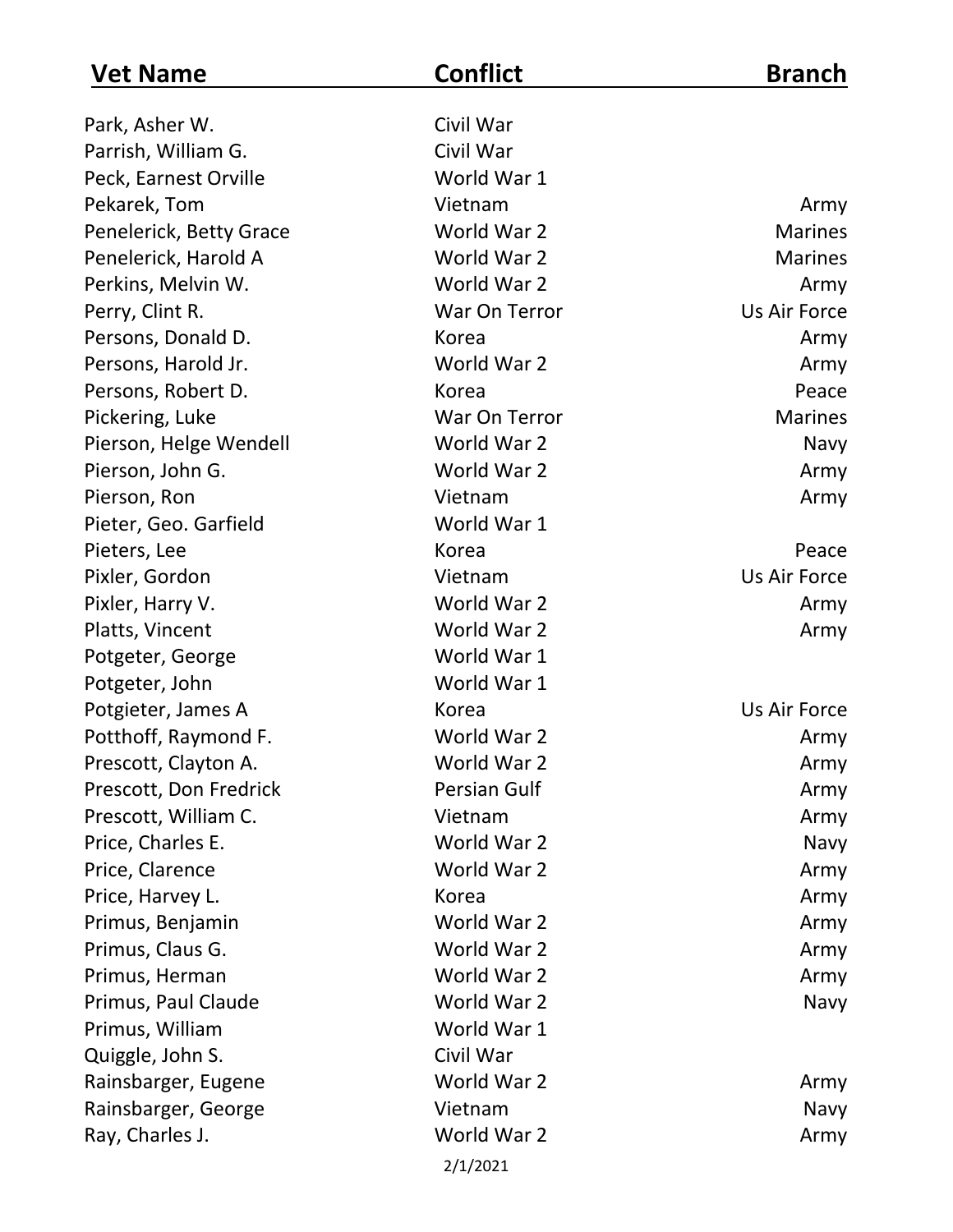| Vet Name | Conflict | Branch |
|---|---|---|
| Park, Asher W. | Civil War | |
| Parrish, William G. | Civil War | |
| Peck, Earnest Orville | World War 1 | |
| Pekarek, Tom | Vietnam | Army |
| Penelerick, Betty Grace | World War 2 | Marines |
| Penelerick, Harold A | World War 2 | Marines |
| Perkins, Melvin W. | World War 2 | Army |
| Perry, Clint R. | War On Terror | Us Air Force |
| Persons, Donald D. | Korea | Army |
| Persons, Harold Jr. | World War 2 | Army |
| Persons, Robert D. | Korea | Peace |
| Pickering, Luke | War On Terror | Marines |
| Pierson, Helge Wendell | World War 2 | Navy |
| Pierson, John G. | World War 2 | Army |
| Pierson, Ron | Vietnam | Army |
| Pieter, Geo. Garfield | World War 1 | |
| Pieters, Lee | Korea | Peace |
| Pixler, Gordon | Vietnam | Us Air Force |
| Pixler, Harry V. | World War 2 | Army |
| Platts, Vincent | World War 2 | Army |
| Potgeter, George | World War 1 | |
| Potgeter, John | World War 1 | |
| Potgieter, James A | Korea | Us Air Force |
| Potthoff, Raymond F. | World War 2 | Army |
| Prescott, Clayton A. | World War 2 | Army |
| Prescott, Don Fredrick | Persian Gulf | Army |
| Prescott, William C. | Vietnam | Army |
| Price, Charles E. | World War 2 | Navy |
| Price, Clarence | World War 2 | Army |
| Price, Harvey L. | Korea | Army |
| Primus, Benjamin | World War 2 | Army |
| Primus, Claus G. | World War 2 | Army |
| Primus, Herman | World War 2 | Army |
| Primus, Paul Claude | World War 2 | Navy |
| Primus, William | World War 1 | |
| Quiggle, John S. | Civil War | |
| Rainsbarger, Eugene | World War 2 | Army |
| Rainsbarger, George | Vietnam | Navy |
| Ray, Charles J. | World War 2 | Army |

2/1/2021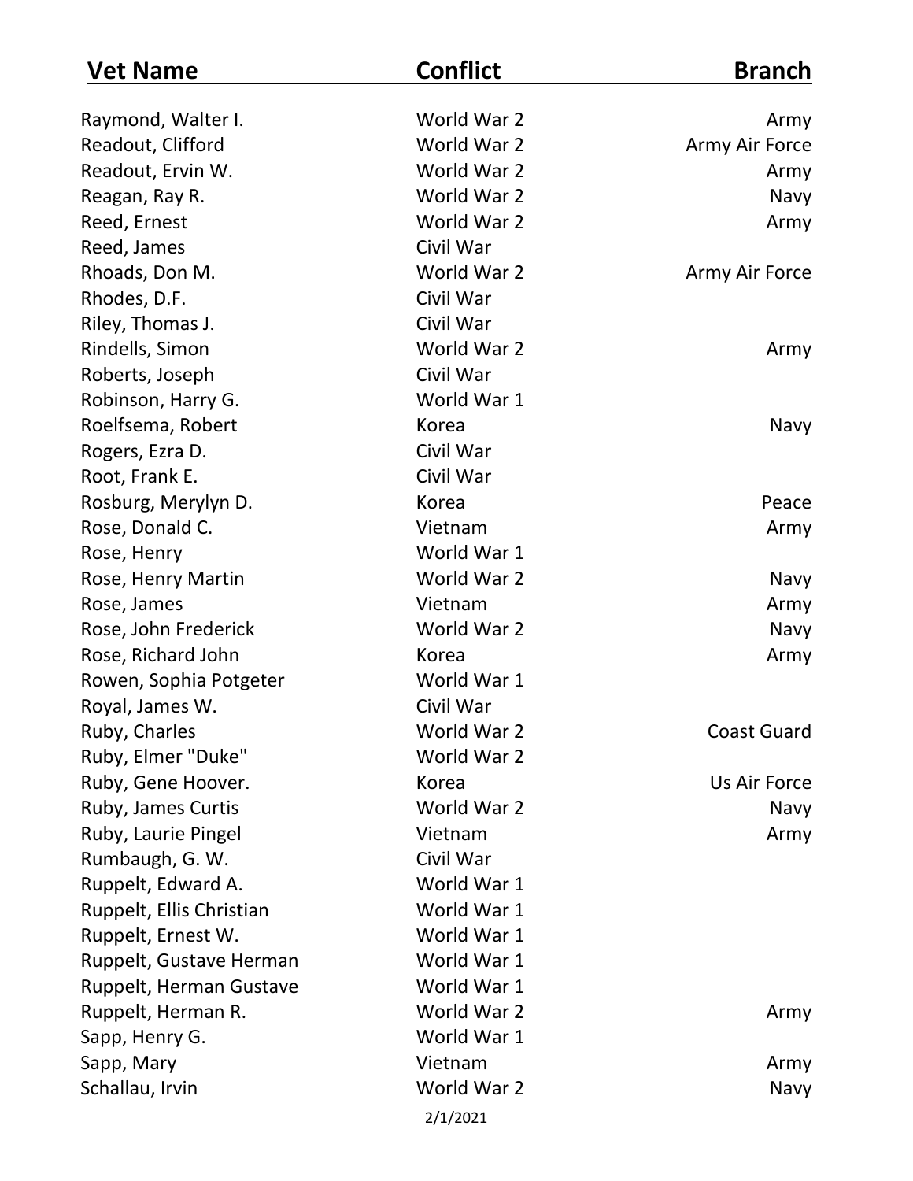| Vet Name | Conflict | Branch |
|---|---|---|
| Raymond, Walter I. | World War 2 | Army |
| Readout, Clifford | World War 2 | Army Air Force |
| Readout, Ervin W. | World War 2 | Army |
| Reagan, Ray R. | World War 2 | Navy |
| Reed, Ernest | World War 2 | Army |
| Reed, James | Civil War | |
| Rhoads, Don M. | World War 2 | Army Air Force |
| Rhodes, D.F. | Civil War | |
| Riley, Thomas J. | Civil War | |
| Rindells, Simon | World War 2 | Army |
| Roberts, Joseph | Civil War | |
| Robinson, Harry G. | World War 1 | |
| Roelfsema, Robert | Korea | Navy |
| Rogers, Ezra D. | Civil War | |
| Root, Frank E. | Civil War | |
| Rosburg, Merylyn D. | Korea | Peace |
| Rose, Donald C. | Vietnam | Army |
| Rose, Henry | World War 1 | |
| Rose, Henry Martin | World War 2 | Navy |
| Rose, James | Vietnam | Army |
| Rose, John Frederick | World War 2 | Navy |
| Rose, Richard John | Korea | Army |
| Rowen, Sophia Potgeter | World War 1 | |
| Royal, James W. | Civil War | |
| Ruby, Charles | World War 2 | Coast Guard |
| Ruby, Elmer "Duke" | World War 2 | |
| Ruby, Gene Hoover. | Korea | Us Air Force |
| Ruby, James Curtis | World War 2 | Navy |
| Ruby, Laurie Pingel | Vietnam | Army |
| Rumbaugh, G. W. | Civil War | |
| Ruppelt, Edward A. | World War 1 | |
| Ruppelt, Ellis Christian | World War 1 | |
| Ruppelt, Ernest W. | World War 1 | |
| Ruppelt, Gustave Herman | World War 1 | |
| Ruppelt, Herman Gustave | World War 1 | |
| Ruppelt, Herman R. | World War 2 | Army |
| Sapp, Henry G. | World War 1 | |
| Sapp, Mary | Vietnam | Army |
| Schallau, Irvin | World War 2 | Navy |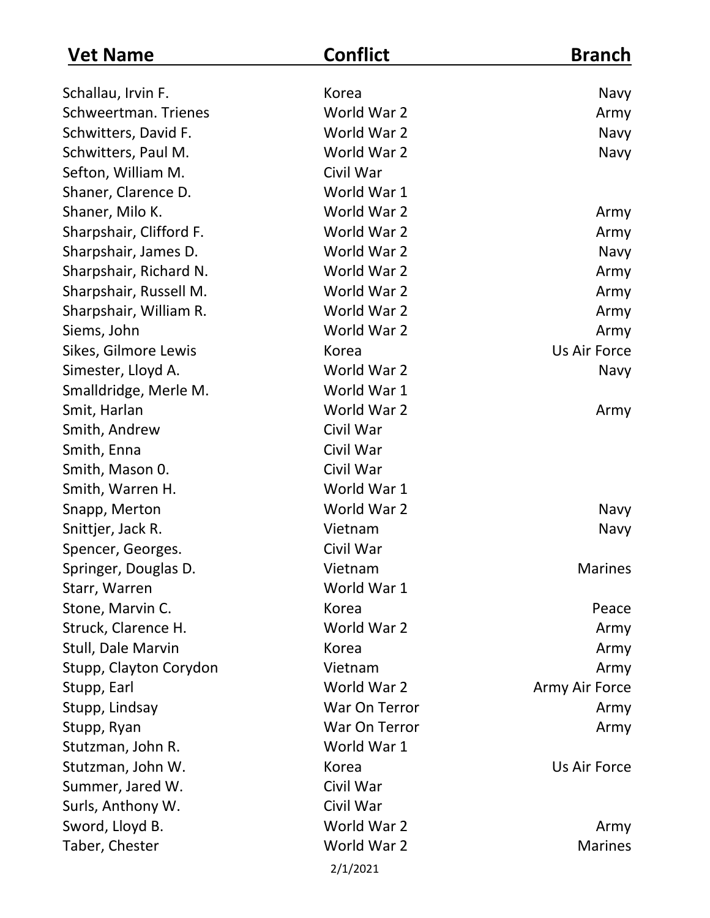| Vet Name | Conflict | Branch |
|---|---|---|
| Schallau, Irvin F. | Korea | Navy |
| Schweertman. Trienes | World War 2 | Army |
| Schwitters, David F. | World War 2 | Navy |
| Schwitters, Paul M. | World War 2 | Navy |
| Sefton, William M. | Civil War | |
| Shaner, Clarence D. | World War 1 | |
| Shaner, Milo K. | World War 2 | Army |
| Sharpshair, Clifford F. | World War 2 | Army |
| Sharpshair, James D. | World War 2 | Navy |
| Sharpshair, Richard N. | World War 2 | Army |
| Sharpshair, Russell M. | World War 2 | Army |
| Sharpshair, William R. | World War 2 | Army |
| Siems, John | World War 2 | Army |
| Sikes, Gilmore Lewis | Korea | Us Air Force |
| Simester, Lloyd A. | World War 2 | Navy |
| Smalldridge, Merle M. | World War 1 | |
| Smit, Harlan | World War 2 | Army |
| Smith, Andrew | Civil War | |
| Smith, Enna | Civil War | |
| Smith, Mason 0. | Civil War | |
| Smith, Warren H. | World War 1 | |
| Snapp, Merton | World War 2 | Navy |
| Snittjer, Jack R. | Vietnam | Navy |
| Spencer, Georges. | Civil War | |
| Springer, Douglas D. | Vietnam | Marines |
| Starr, Warren | World War 1 | |
| Stone, Marvin C. | Korea | Peace |
| Struck, Clarence H. | World War 2 | Army |
| Stull, Dale Marvin | Korea | Army |
| Stupp, Clayton Corydon | Vietnam | Army |
| Stupp, Earl | World War 2 | Army Air Force |
| Stupp, Lindsay | War On Terror | Army |
| Stupp, Ryan | War On Terror | Army |
| Stutzman, John R. | World War 1 | |
| Stutzman, John W. | Korea | Us Air Force |
| Summer, Jared W. | Civil War | |
| Surls, Anthony W. | Civil War | |
| Sword, Lloyd B. | World War 2 | Army |
| Taber, Chester | World War 2 | Marines |

2/1/2021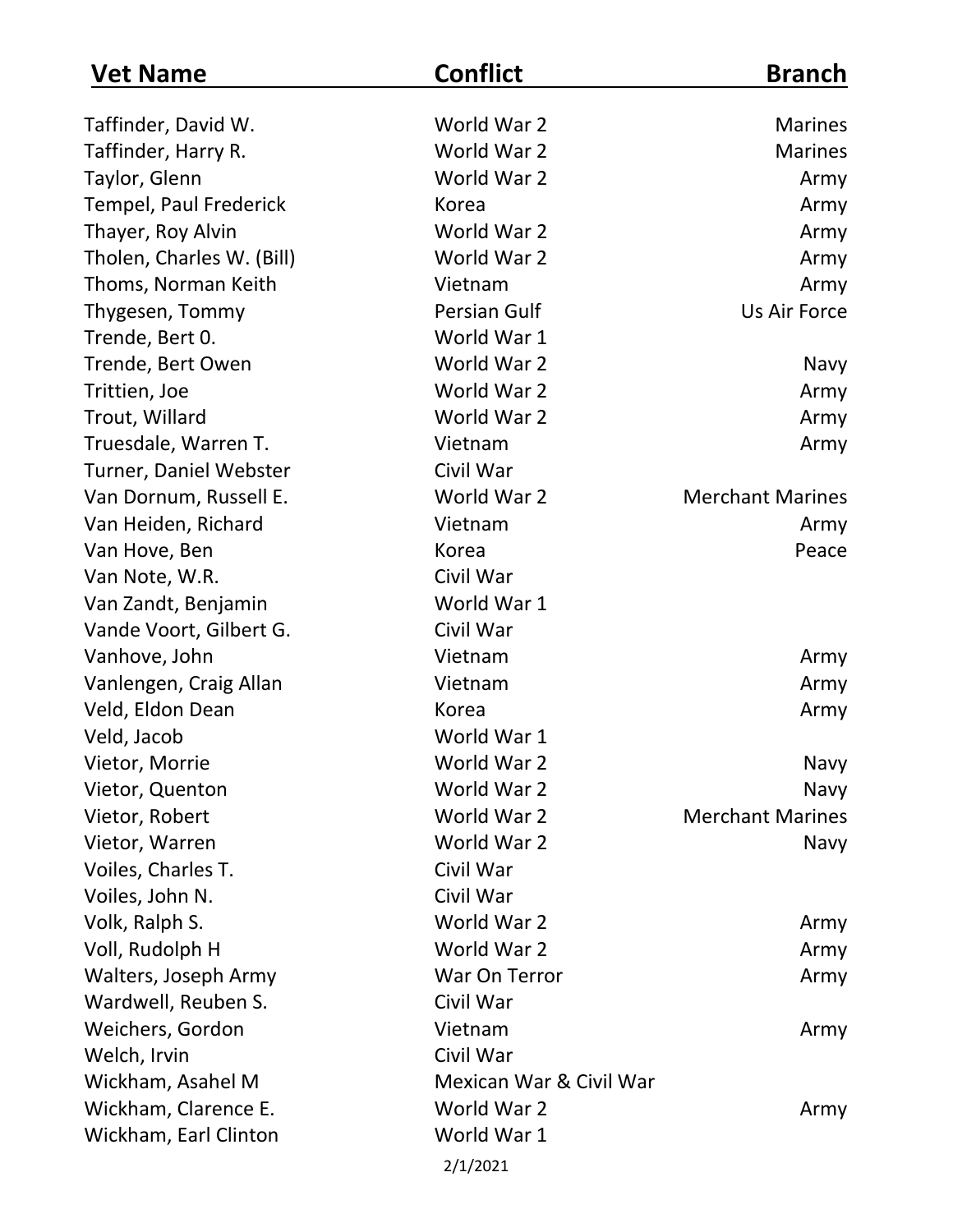| Vet Name | Conflict | Branch |
| --- | --- | --- |
| Taffinder, David W. | World War 2 | Marines |
| Taffinder, Harry R. | World War 2 | Marines |
| Taylor, Glenn | World War 2 | Army |
| Tempel, Paul Frederick | Korea | Army |
| Thayer, Roy Alvin | World War 2 | Army |
| Tholen, Charles W. (Bill) | World War 2 | Army |
| Thoms, Norman Keith | Vietnam | Army |
| Thygesen, Tommy | Persian Gulf | Us Air Force |
| Trende, Bert 0. | World War 1 | |
| Trende, Bert Owen | World War 2 | Navy |
| Trittien, Joe | World War 2 | Army |
| Trout, Willard | World War 2 | Army |
| Truesdale, Warren T. | Vietnam | Army |
| Turner, Daniel Webster | Civil War | |
| Van Dornum, Russell E. | World War 2 | Merchant Marines |
| Van Heiden, Richard | Vietnam | Army |
| Van Hove, Ben | Korea | Peace |
| Van Note, W.R. | Civil War | |
| Van Zandt, Benjamin | World War 1 | |
| Vande Voort, Gilbert G. | Civil War | |
| Vanhove, John | Vietnam | Army |
| Vanlengen, Craig Allan | Vietnam | Army |
| Veld, Eldon Dean | Korea | Army |
| Veld, Jacob | World War 1 | |
| Vietor, Morrie | World War 2 | Navy |
| Vietor, Quenton | World War 2 | Navy |
| Vietor, Robert | World War 2 | Merchant Marines |
| Vietor, Warren | World War 2 | Navy |
| Voiles, Charles T. | Civil War | |
| Voiles, John N. | Civil War | |
| Volk, Ralph S. | World War 2 | Army |
| Voll, Rudolph H | World War 2 | Army |
| Walters, Joseph Army | War On Terror | Army |
| Wardwell, Reuben S. | Civil War | |
| Weichers, Gordon | Vietnam | Army |
| Welch, Irvin | Civil War | |
| Wickham, Asahel M | Mexican War & Civil War | |
| Wickham, Clarence E. | World War 2 | Army |
| Wickham, Earl Clinton | World War 1 | |

2/1/2021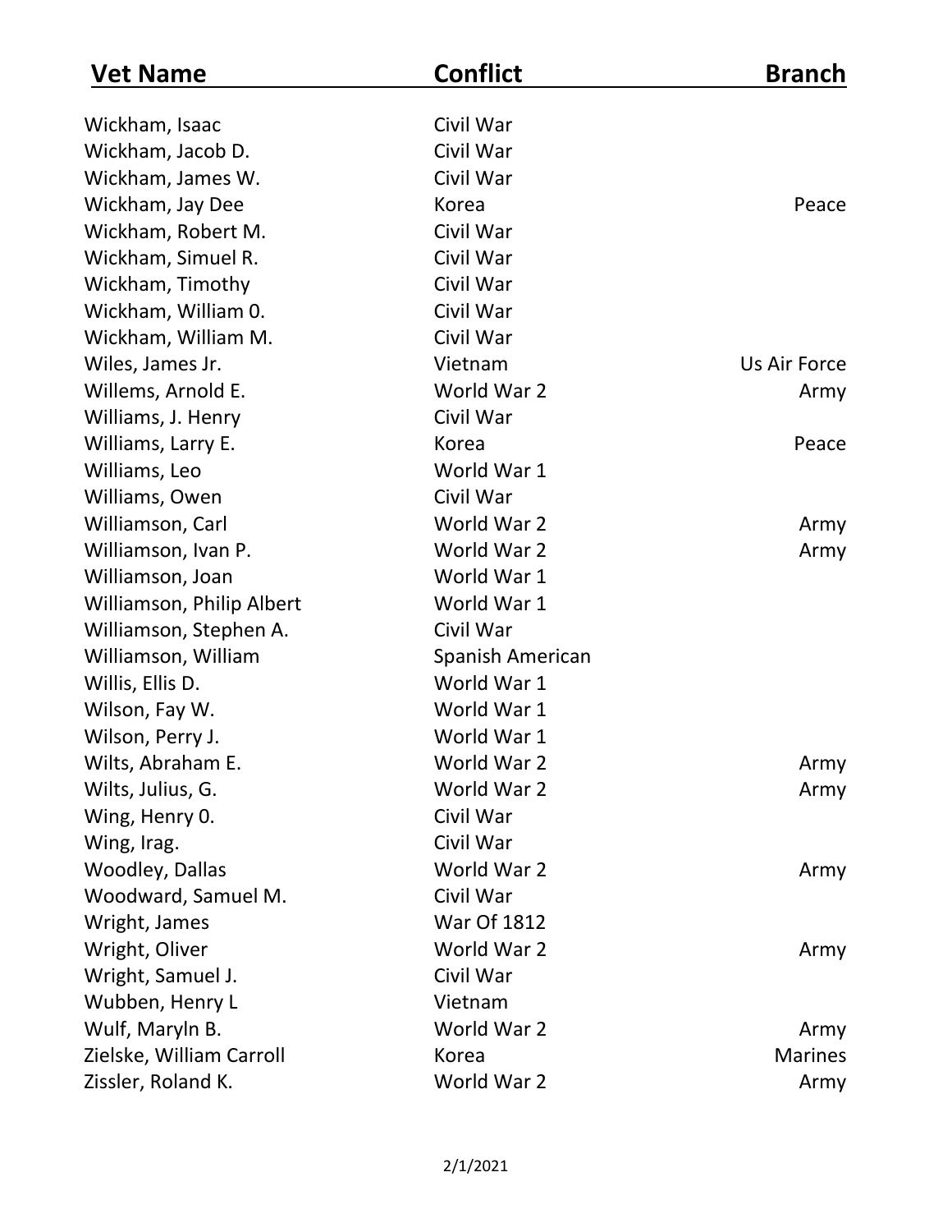| Vet Name | Conflict | Branch |
|---|---|---|
| Wickham, Isaac | Civil War | |
| Wickham, Jacob D. | Civil War | |
| Wickham, James W. | Civil War | |
| Wickham, Jay Dee | Korea | Peace |
| Wickham, Robert M. | Civil War | |
| Wickham, Simuel R. | Civil War | |
| Wickham, Timothy | Civil War | |
| Wickham, William 0. | Civil War | |
| Wickham, William M. | Civil War | |
| Wiles, James Jr. | Vietnam | Us Air Force |
| Willems, Arnold E. | World War 2 | Army |
| Williams, J. Henry | Civil War | |
| Williams, Larry E. | Korea | Peace |
| Williams, Leo | World War 1 | |
| Williams, Owen | Civil War | |
| Williamson, Carl | World War 2 | Army |
| Williamson, Ivan P. | World War 2 | Army |
| Williamson, Joan | World War 1 | |
| Williamson, Philip Albert | World War 1 | |
| Williamson, Stephen A. | Civil War | |
| Williamson, William | Spanish American | |
| Willis, Ellis D. | World War 1 | |
| Wilson, Fay W. | World War 1 | |
| Wilson, Perry J. | World War 1 | |
| Wilts, Abraham E. | World War 2 | Army |
| Wilts, Julius, G. | World War 2 | Army |
| Wing, Henry 0. | Civil War | |
| Wing, Irag. | Civil War | |
| Woodley, Dallas | World War 2 | Army |
| Woodward, Samuel M. | Civil War | |
| Wright, James | War Of 1812 | |
| Wright, Oliver | World War 2 | Army |
| Wright, Samuel J. | Civil War | |
| Wubben, Henry L | Vietnam | |
| Wulf, Maryln B. | World War 2 | Army |
| Zielske, William Carroll | Korea | Marines |
| Zissler, Roland K. | World War 2 | Army |

2/1/2021